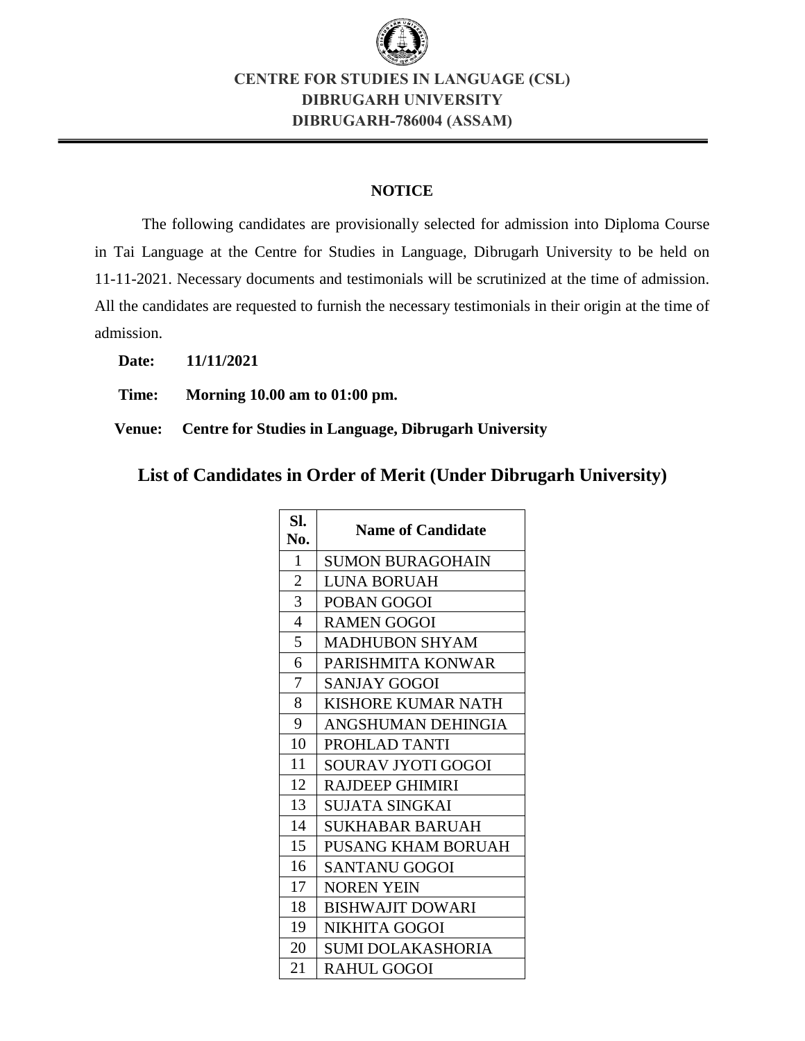**CENTRE FOR STUDIES IN LANGUAGE (CSL)**
**DIBRUGARH UNIVERSITY**
**DIBRUGARH-786004 (ASSAM)**

## NOTICE

The following candidates are provisionally selected for admission into Diploma Course in Tai Language at the Centre for Studies in Language, Dibrugarh University to be held on 11-11-2021. Necessary documents and testimonials will be scrutinized at the time of admission. All the candidates are requested to furnish the necessary testimonials in their origin at the time of admission.

**Date:** **11/11/2021**

**Time:** **Morning 10.00 am to 01:00 pm.**

**Venue:** **Centre for Studies in Language, Dibrugarh University**

## List of Candidates in Order of Merit (Under Dibrugarh University)

| Sl. No. | Name of Candidate |
|---|---|
| 1 | SUMON BURAGOHAIN |
| 2 | LUNA BORUAH |
| 3 | POBAN GOGOI |
| 4 | RAMEN GOGOI |
| 5 | MADHUBON SHYAM |
| 6 | PARISHMITA KONWAR |
| 7 | SANJAY GOGOI |
| 8 | KISHORE KUMAR NATH |
| 9 | ANGSHUMAN DEHINGIA |
| 10 | PROHLAD TANTI |
| 11 | SOURAV JYOTI GOGOI |
| 12 | RAJDEEP GHIMIRI |
| 13 | SUJATA SINGKAI |
| 14 | SUKHABAR BARUAH |
| 15 | PUSANG KHAM BORUAH |
| 16 | SANTANU GOGOI |
| 17 | NOREN YEIN |
| 18 | BISHWAJIT DOWARI |
| 19 | NIKHITA GOGOI |
| 20 | SUMI DOLAKASHORIA |
| 21 | RAHUL GOGOI |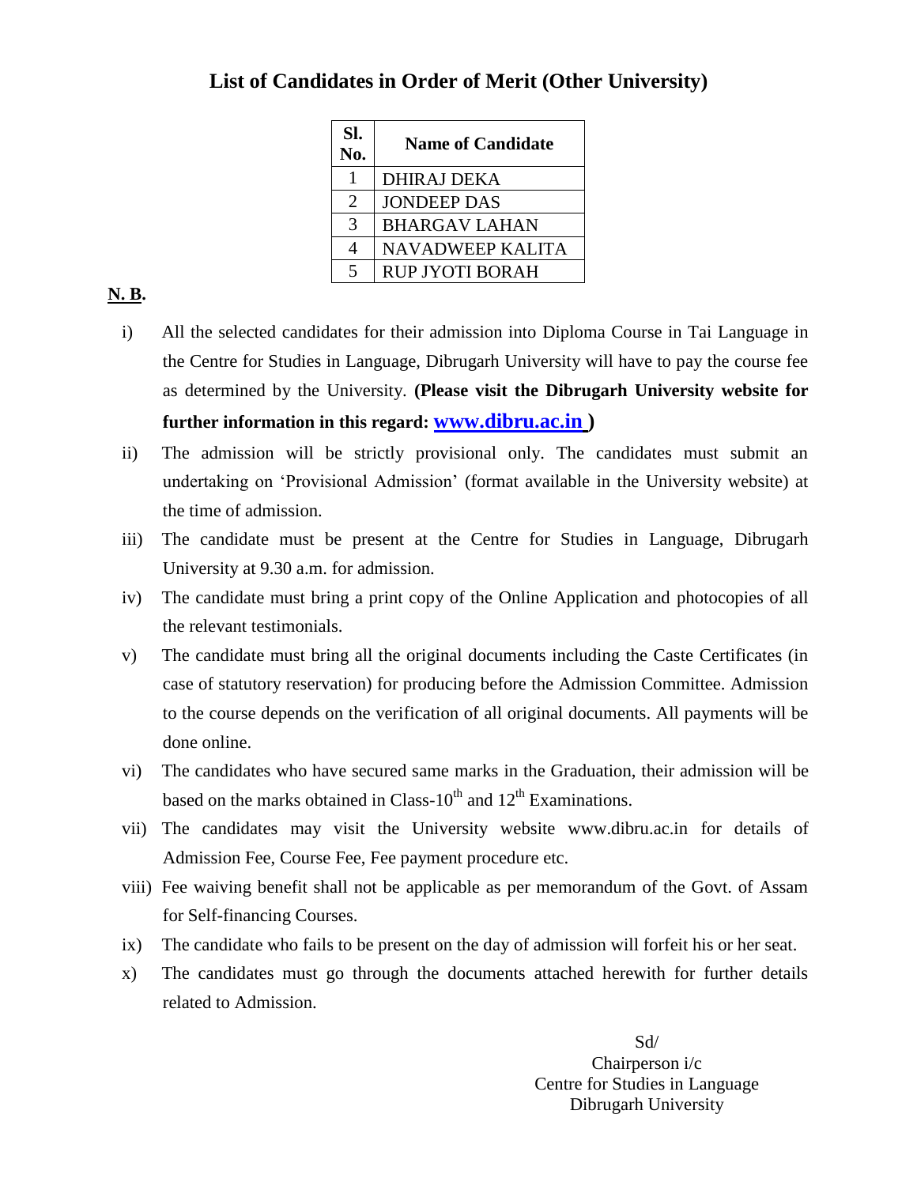## List of Candidates in Order of Merit (Other University)

| Sl. No. | Name of Candidate |
|---|---|
| 1 | DHIRAJ DEKA |
| 2 | JONDEEP DAS |
| 3 | BHARGAV LAHAN |
| 4 | NAVADWEEP KALITA |
| 5 | RUP JYOTI BORAH |

**N. B.**

i) All the selected candidates for their admission into Diploma Course in Tai Language in the Centre for Studies in Language, Dibrugarh University will have to pay the course fee as determined by the University. **(Please visit the Dibrugarh University website for further information in this regard: www.dibru.ac.in )**

ii) The admission will be strictly provisional only. The candidates must submit an undertaking on 'Provisional Admission' (format available in the University website) at the time of admission.

iii) The candidate must be present at the Centre for Studies in Language, Dibrugarh University at 9.30 a.m. for admission.

iv) The candidate must bring a print copy of the Online Application and photocopies of all the relevant testimonials.

v) The candidate must bring all the original documents including the Caste Certificates (in case of statutory reservation) for producing before the Admission Committee. Admission to the course depends on the verification of all original documents. All payments will be done online.

vi) The candidates who have secured same marks in the Graduation, their admission will be based on the marks obtained in Class-10th and 12th Examinations.

vii) The candidates may visit the University website www.dibru.ac.in for details of Admission Fee, Course Fee, Fee payment procedure etc.

viii) Fee waiving benefit shall not be applicable as per memorandum of the Govt. of Assam for Self-financing Courses.

ix) The candidate who fails to be present on the day of admission will forfeit his or her seat.

x) The candidates must go through the documents attached herewith for further details related to Admission.

Sd/
Chairperson i/c
Centre for Studies in Language
Dibrugarh University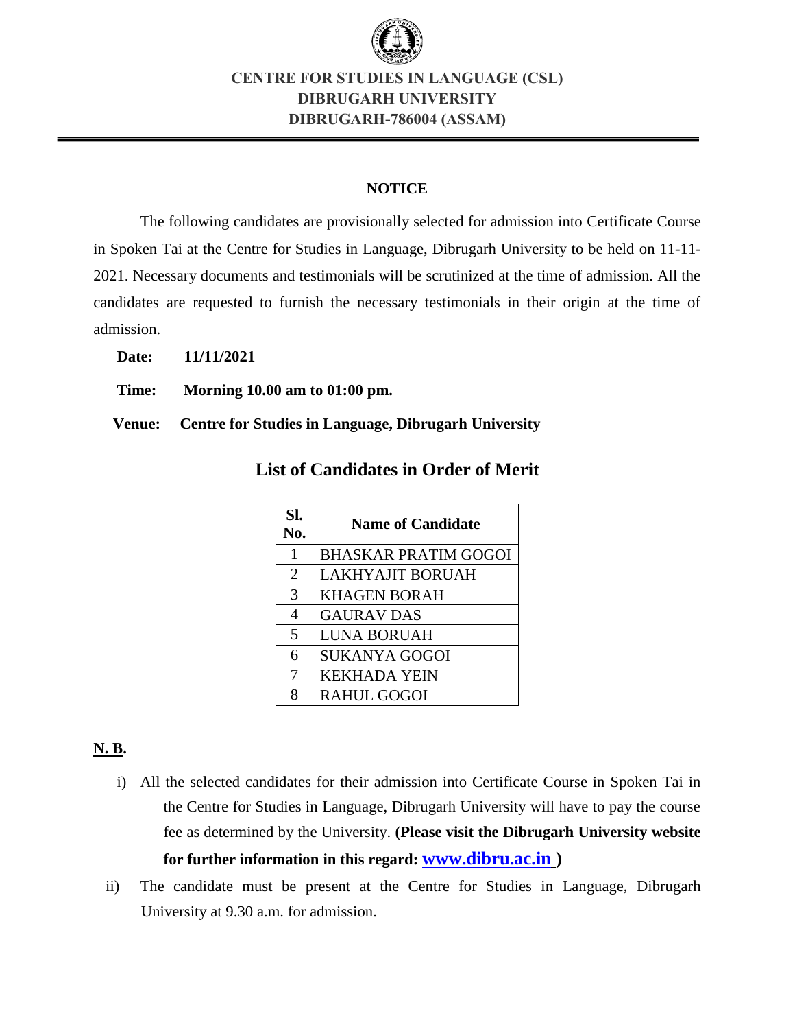# CENTRE FOR STUDIES IN LANGUAGE (CSL)
## DIBRUGARH UNIVERSITY
## DIBRUGARH-786004 (ASSAM)

---

### NOTICE

The following candidates are provisionally selected for admission into Certificate Course in Spoken Tai at the Centre for Studies in Language, Dibrugarh University to be held on 11-11-2021. Necessary documents and testimonials will be scrutinized at the time of admission. All the candidates are requested to furnish the necessary testimonials in their origin at the time of admission.

**Date:** **11/11/2021**

**Time:** **Morning 10.00 am to 01:00 pm.**

**Venue:** **Centre for Studies in Language, Dibrugarh University**

## List of Candidates in Order of Merit

| Sl. No. | Name of Candidate |
|---|---|
| 1 | BHASKAR PRATIM GOGOI |
| 2 | LAKHYAJIT BORUAH |
| 3 | KHAGEN BORAH |
| 4 | GAURAV DAS |
| 5 | LUNA BORUAH |
| 6 | SUKANYA GOGOI |
| 7 | KEKHADA YEIN |
| 8 | RAHUL GOGOI |

**N. B.**

i) All the selected candidates for their admission into Certificate Course in Spoken Tai in the Centre for Studies in Language, Dibrugarh University will have to pay the course fee as determined by the University. **(Please visit the Dibrugarh University website for further information in this regard: www.dibru.ac.in )**

ii) The candidate must be present at the Centre for Studies in Language, Dibrugarh University at 9.30 a.m. for admission.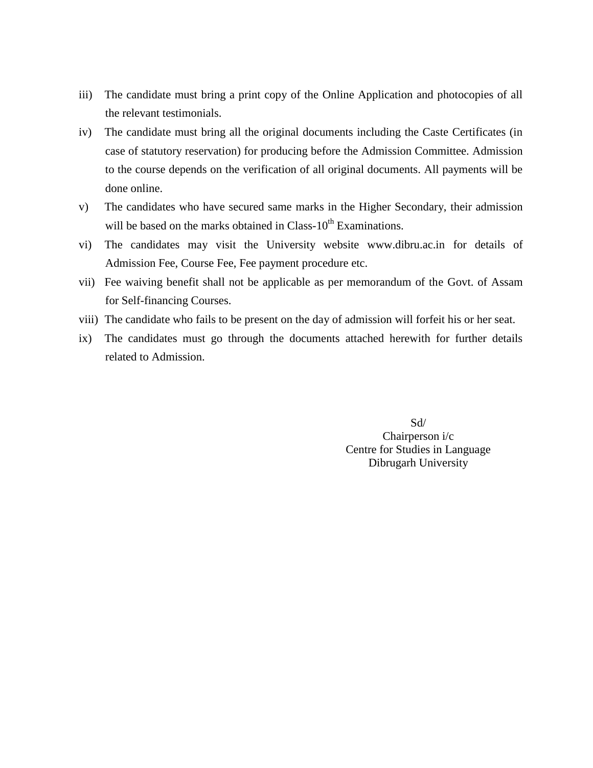iii) The candidate must bring a print copy of the Online Application and photocopies of all the relevant testimonials.

iv) The candidate must bring all the original documents including the Caste Certificates (in case of statutory reservation) for producing before the Admission Committee. Admission to the course depends on the verification of all original documents. All payments will be done online.

v) The candidates who have secured same marks in the Higher Secondary, their admission will be based on the marks obtained in Class-10$^{th}$ Examinations.

vi) The candidates may visit the University website www.dibru.ac.in for details of Admission Fee, Course Fee, Fee payment procedure etc.

vii) Fee waiving benefit shall not be applicable as per memorandum of the Govt. of Assam for Self-financing Courses.

viii) The candidate who fails to be present on the day of admission will forfeit his or her seat.

ix) The candidates must go through the documents attached herewith for further details related to Admission.

Sd/
Chairperson i/c
Centre for Studies in Language
Dibrugarh University